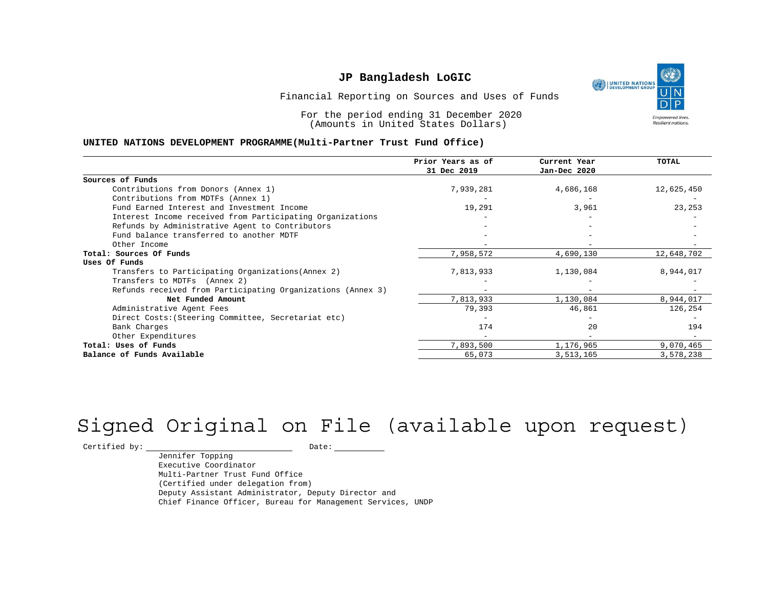# JP Bangladesh LoGIC

Financial Reporting on Sources and Uses of Funds

For the period ending 31 December 2020
(Amounts in United States Dollars)

**UNITED NATIONS DEVELOPMENT PROGRAMME(Multi-Partner Trust Fund Office)**

| | Prior Years as of 31 Dec 2019 | Current Year Jan-Dec 2020 | TOTAL |
|---|---|---|---|
| **Sources of Funds** | | | |
| Contributions from Donors (Annex 1) | 7,939,281 | 4,686,168 | 12,625,450 |
| Contributions from MDTFs (Annex 1) | - | - | - |
| Fund Earned Interest and Investment Income | 19,291 | 3,961 | 23,253 |
| Interest Income received from Participating Organizations | - | - | - |
| Refunds by Administrative Agent to Contributors | - | - | - |
| Fund balance transferred to another MDTF | - | - | - |
| Other Income | - | - | - |
| **Total: Sources Of Funds** | 7,958,572 | 4,690,130 | 12,648,702 |
| **Uses Of Funds** | | | |
| Transfers to Participating Organizations(Annex 2) | 7,813,933 | 1,130,084 | 8,944,017 |
| Transfers to MDTFs (Annex 2) | - | - | - |
| Refunds received from Participating Organizations (Annex 3) | - | - | - |
| **Net Funded Amount** | 7,813,933 | 1,130,084 | 8,944,017 |
| Administrative Agent Fees | 79,393 | 46,861 | 126,254 |
| Direct Costs:(Steering Committee, Secretariat etc) | - | - | - |
| Bank Charges | 174 | 20 | 194 |
| Other Expenditures | - | - | - |
| **Total: Uses of Funds** | 7,893,500 | 1,176,965 | 9,070,465 |
| **Balance of Funds Available** | 65,073 | 3,513,165 | 3,578,238 |

Signed Original on File (available upon request)

Certified by: \_\_\_\_\_\_\_\_\_\_\_\_\_\_\_\_\_\_\_\_ Date: \_\_\_\_\_\_\_\_

Jennifer Topping
Executive Coordinator
Multi-Partner Trust Fund Office
(Certified under delegation from)
Deputy Assistant Administrator, Deputy Director and
Chief Finance Officer, Bureau for Management Services, UNDP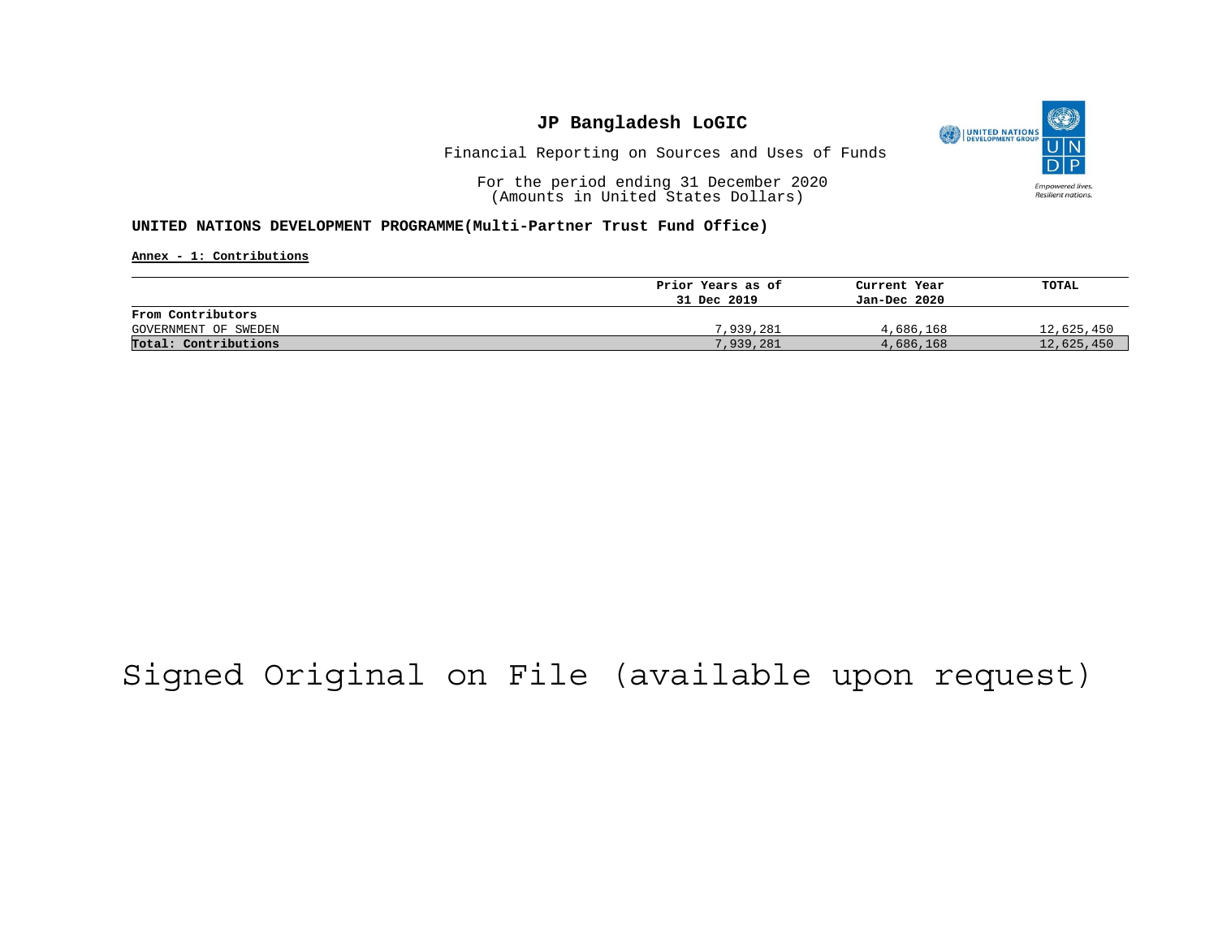# JP Bangladesh LoGIC

Financial Reporting on Sources and Uses of Funds

For the period ending 31 December 2020
(Amounts in United States Dollars)

**UNITED NATIONS DEVELOPMENT PROGRAMME(Multi-Partner Trust Fund Office)**

**Annex - 1: Contributions**

| | Prior Years as of 31 Dec 2019 | Current Year Jan-Dec 2020 | TOTAL |
|---|---|---|---|
| **From Contributors** | | | |
| GOVERNMENT OF SWEDEN | 7,939,281 | 4,686,168 | 12,625,450 |
| **Total: Contributions** | 7,939,281 | 4,686,168 | 12,625,450 |

Signed Original on File (available upon request)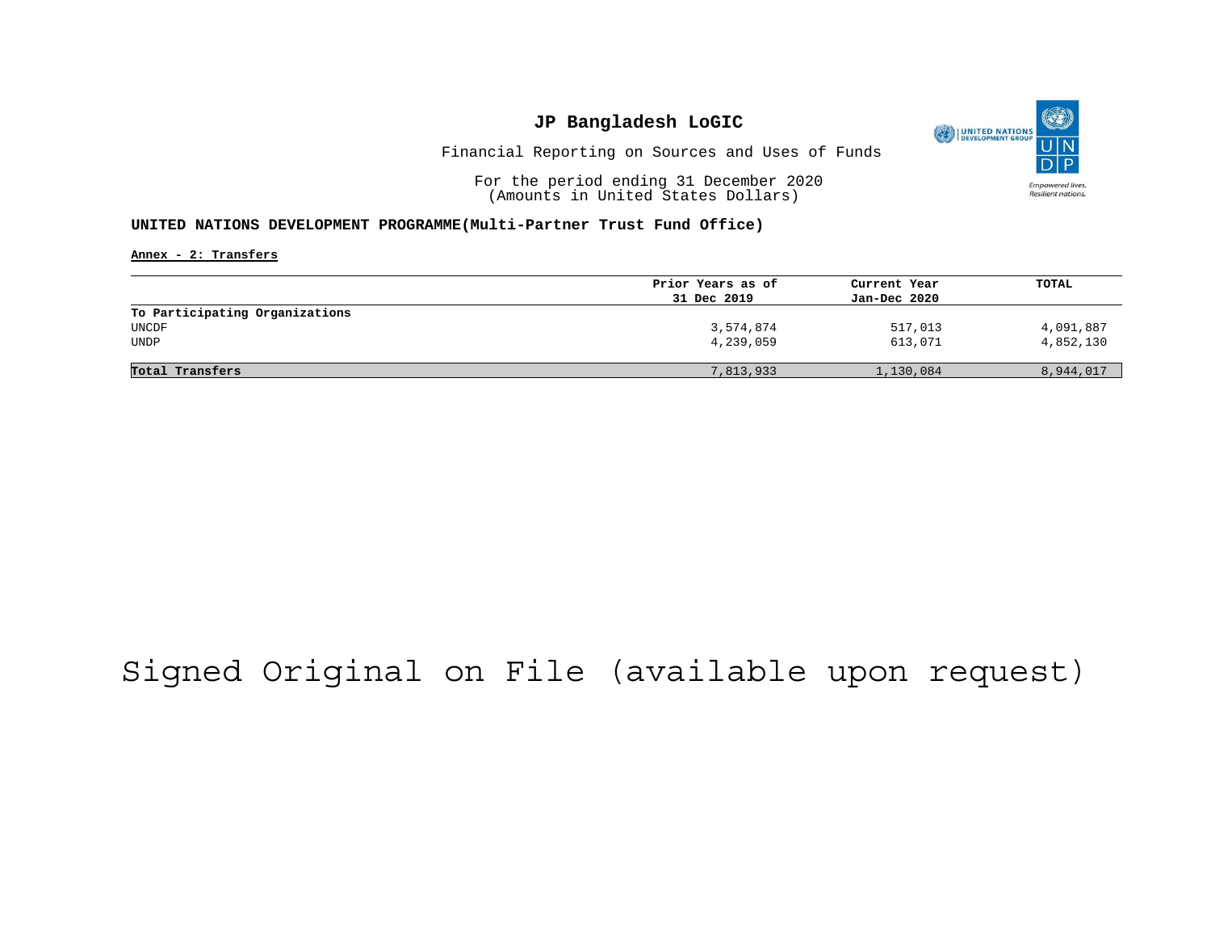# JP Bangladesh LoGIC

Financial Reporting on Sources and Uses of Funds

For the period ending 31 December 2020
(Amounts in United States Dollars)

**UNITED NATIONS DEVELOPMENT PROGRAMME(Multi-Partner Trust Fund Office)**

**Annex - 2: Transfers**

| | Prior Years as of 31 Dec 2019 | Current Year Jan-Dec 2020 | TOTAL |
|---|---|---|---|
| **To Participating Organizations** | | | |
| UNCDF | 3,574,874 | 517,013 | 4,091,887 |
| UNDP | 4,239,059 | 613,071 | 4,852,130 |
| **Total Transfers** | 7,813,933 | 1,130,084 | 8,944,017 |

Signed Original on File (available upon request)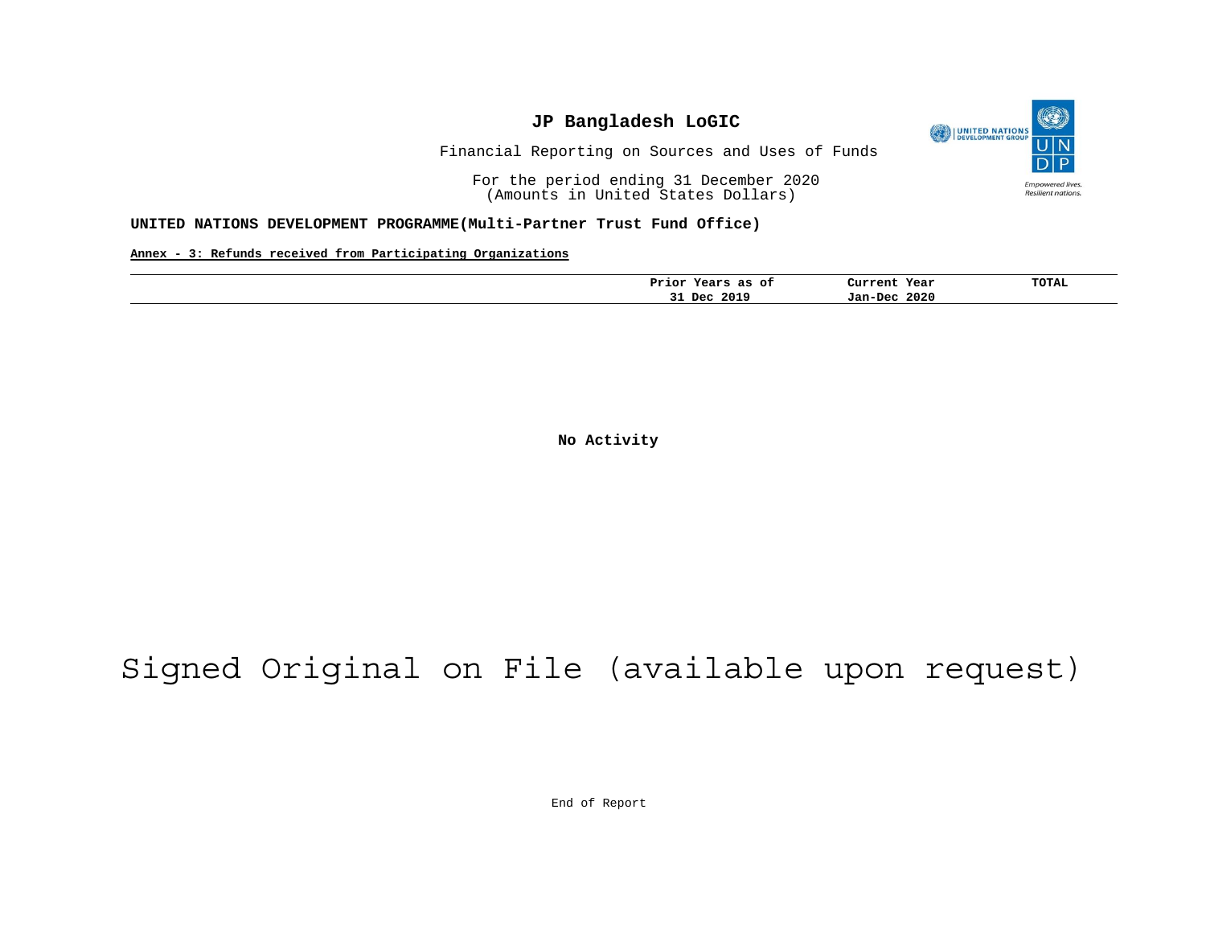# JP Bangladesh LoGIC

Financial Reporting on Sources and Uses of Funds

For the period ending 31 December 2020
(Amounts in United States Dollars)

**UNITED NATIONS DEVELOPMENT PROGRAMME(Multi-Partner Trust Fund Office)**

**Annex - 3: Refunds received from Participating Organizations**

| | Prior Years as of 31 Dec 2019 | Current Year Jan-Dec 2020 | TOTAL |
|---|---|---|---|

**No Activity**

Signed Original on File (available upon request)

End of Report